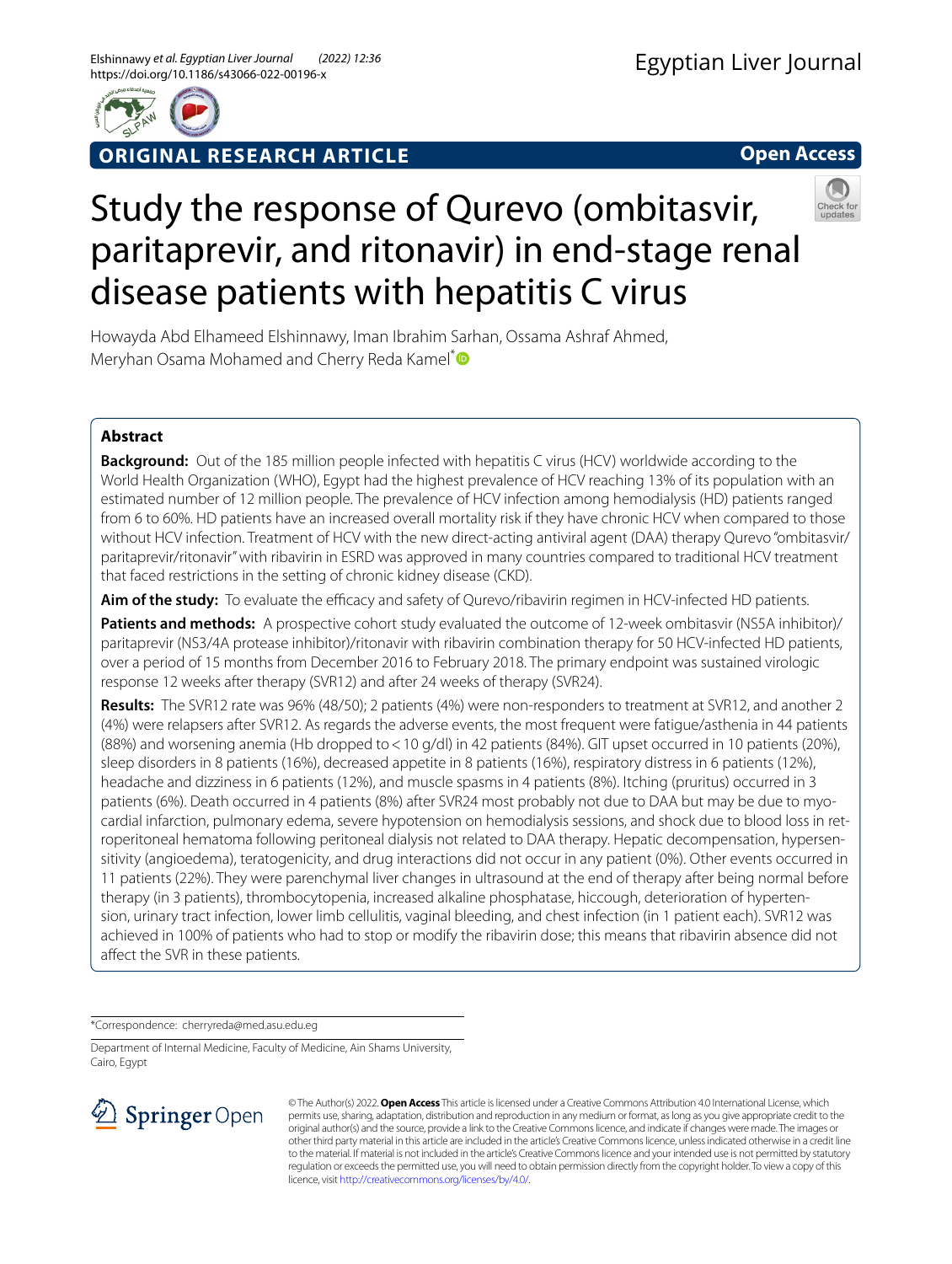ORIGINAL RESEARCH ARTICLE

Open Access

# Study the response of Qurevo (ombitasvir, paritaprevir, and ritonavir) in end-stage renal disease patients with hepatitis C virus

Howayda Abd Elhameed Elshinnawy, Iman Ibrahim Sarhan, Ossama Ashraf Ahmed, Meryhan Osama Mohamed and Cherry Reda Kamel*

## Abstract

**Background:** Out of the 185 million people infected with hepatitis C virus (HCV) worldwide according to the World Health Organization (WHO), Egypt had the highest prevalence of HCV reaching 13% of its population with an estimated number of 12 million people. The prevalence of HCV infection among hemodialysis (HD) patients ranged from 6 to 60%. HD patients have an increased overall mortality risk if they have chronic HCV when compared to those without HCV infection. Treatment of HCV with the new direct-acting antiviral agent (DAA) therapy Qurevo "ombitasvir/paritaprevir/ritonavir" with ribavirin in ESRD was approved in many countries compared to traditional HCV treatment that faced restrictions in the setting of chronic kidney disease (CKD).

**Aim of the study:** To evaluate the efficacy and safety of Qurevo/ribavirin regimen in HCV-infected HD patients.

**Patients and methods:** A prospective cohort study evaluated the outcome of 12-week ombitasvir (NS5A inhibitor)/paritaprevir (NS3/4A protease inhibitor)/ritonavir with ribavirin combination therapy for 50 HCV-infected HD patients, over a period of 15 months from December 2016 to February 2018. The primary endpoint was sustained virologic response 12 weeks after therapy (SVR12) and after 24 weeks of therapy (SVR24).

**Results:** The SVR12 rate was 96% (48/50); 2 patients (4%) were non-responders to treatment at SVR12, and another 2 (4%) were relapsers after SVR12. As regards the adverse events, the most frequent were fatigue/asthenia in 44 patients (88%) and worsening anemia (Hb dropped to < 10 g/dl) in 42 patients (84%). GIT upset occurred in 10 patients (20%), sleep disorders in 8 patients (16%), decreased appetite in 8 patients (16%), respiratory distress in 6 patients (12%), headache and dizziness in 6 patients (12%), and muscle spasms in 4 patients (8%). Itching (pruritus) occurred in 3 patients (6%). Death occurred in 4 patients (8%) after SVR24 most probably not due to DAA but may be due to myocardial infarction, pulmonary edema, severe hypotension on hemodialysis sessions, and shock due to blood loss in retroperitoneal hematoma following peritoneal dialysis not related to DAA therapy. Hepatic decompensation, hypersensitivity (angioedema), teratogenicity, and drug interactions did not occur in any patient (0%). Other events occurred in 11 patients (22%). They were parenchymal liver changes in ultrasound at the end of therapy after being normal before therapy (in 3 patients), thrombocytopenia, increased alkaline phosphatase, hiccough, deterioration of hypertension, urinary tract infection, lower limb cellulitis, vaginal bleeding, and chest infection (in 1 patient each). SVR12 was achieved in 100% of patients who had to stop or modify the ribavirin dose; this means that ribavirin absence did not affect the SVR in these patients.

*Correspondence: cherryreda@med.asu.edu.eg

Department of Internal Medicine, Faculty of Medicine, Ain Shams University, Cairo, Egypt

© The Author(s) 2022. **Open Access** This article is licensed under a Creative Commons Attribution 4.0 International License, which permits use, sharing, adaptation, distribution and reproduction in any medium or format, as long as you give appropriate credit to the original author(s) and the source, provide a link to the Creative Commons licence, and indicate if changes were made. The images or other third party material in this article are included in the article's Creative Commons licence, unless indicated otherwise in a credit line to the material. If material is not included in the article's Creative Commons licence and your intended use is not permitted by statutory regulation or exceeds the permitted use, you will need to obtain permission directly from the copyright holder. To view a copy of this licence, visit http://creativecommons.org/licenses/by/4.0/.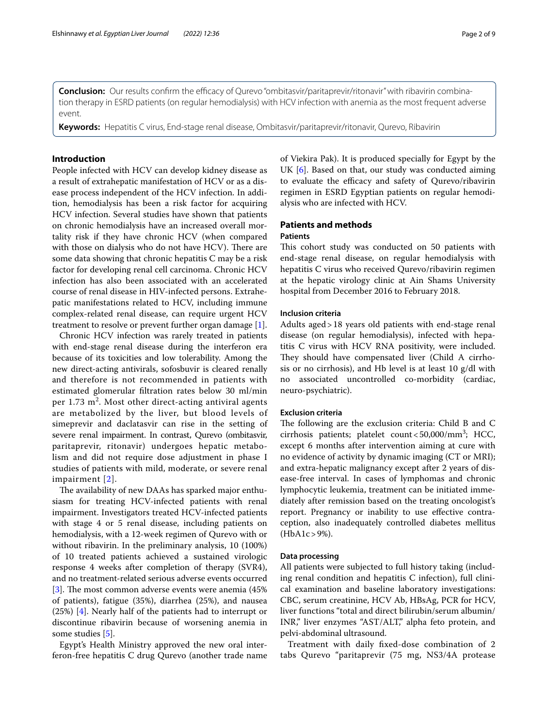**Conclusion:** Our results confirm the efficacy of Qurevo "ombitasvir/paritaprevir/ritonavir" with ribavirin combination therapy in ESRD patients (on regular hemodialysis) with HCV infection with anemia as the most frequent adverse event.

**Keywords:** Hepatitis C virus, End-stage renal disease, Ombitasvir/paritaprevir/ritonavir, Qurevo, Ribavirin

## Introduction

People infected with HCV can develop kidney disease as a result of extrahepatic manifestation of HCV or as a disease process independent of the HCV infection. In addition, hemodialysis has been a risk factor for acquiring HCV infection. Several studies have shown that patients on chronic hemodialysis have an increased overall mortality risk if they have chronic HCV (when compared with those on dialysis who do not have HCV). There are some data showing that chronic hepatitis C may be a risk factor for developing renal cell carcinoma. Chronic HCV infection has also been associated with an accelerated course of renal disease in HIV-infected persons. Extrahepatic manifestations related to HCV, including immune complex-related renal disease, can require urgent HCV treatment to resolve or prevent further organ damage [1].

Chronic HCV infection was rarely treated in patients with end-stage renal disease during the interferon era because of its toxicities and low tolerability. Among the new direct-acting antivirals, sofosbuvir is cleared renally and therefore is not recommended in patients with estimated glomerular filtration rates below 30 ml/min per 1.73 $m^2$. Most other direct-acting antiviral agents are metabolized by the liver, but blood levels of simeprevir and daclatasvir can rise in the setting of severe renal impairment. In contrast, Qurevo (ombitasvir, paritaprevir, ritonavir) undergoes hepatic metabolism and did not require dose adjustment in phase I studies of patients with mild, moderate, or severe renal impairment [2].

The availability of new DAAs has sparked major enthusiasm for treating HCV-infected patients with renal impairment. Investigators treated HCV-infected patients with stage 4 or 5 renal disease, including patients on hemodialysis, with a 12-week regimen of Qurevo with or without ribavirin. In the preliminary analysis, 10 (100%) of 10 treated patients achieved a sustained virologic response 4 weeks after completion of therapy (SVR4), and no treatment-related serious adverse events occurred [3]. The most common adverse events were anemia (45% of patients), fatigue (35%), diarrhea (25%), and nausea (25%) [4]. Nearly half of the patients had to interrupt or discontinue ribavirin because of worsening anemia in some studies [5].

Egypt's Health Ministry approved the new oral interferon-free hepatitis C drug Qurevo (another trade name of Viekira Pak). It is produced specially for Egypt by the UK [6]. Based on that, our study was conducted aiming to evaluate the efficacy and safety of Qurevo/ribavirin regimen in ESRD Egyptian patients on regular hemodialysis who are infected with HCV.

## Patients and methods

### Patients

This cohort study was conducted on 50 patients with end-stage renal disease, on regular hemodialysis with hepatitis C virus who received Qurevo/ribavirin regimen at the hepatic virology clinic at Ain Shams University hospital from December 2016 to February 2018.

#### Inclusion criteria

Adults aged > 18 years old patients with end-stage renal disease (on regular hemodialysis), infected with hepatitis C virus with HCV RNA positivity, were included. They should have compensated liver (Child A cirrhosis or no cirrhosis), and Hb level is at least 10 g/dl with no associated uncontrolled co-morbidity (cardiac, neuro-psychiatric).

#### Exclusion criteria

The following are the exclusion criteria: Child B and C cirrhosis patients; platelet count < 50,000/mm$^3$; HCC, except 6 months after intervention aiming at cure with no evidence of activity by dynamic imaging (CT or MRI); and extra-hepatic malignancy except after 2 years of disease-free interval. In cases of lymphomas and chronic lymphocytic leukemia, treatment can be initiated immediately after remission based on the treating oncologist's report. Pregnancy or inability to use effective contraception, also inadequately controlled diabetes mellitus (HbA1c > 9%).

#### Data processing

All patients were subjected to full history taking (including renal condition and hepatitis C infection), full clinical examination and baseline laboratory investigations: CBC, serum creatinine, HCV Ab, HBsAg, PCR for HCV, liver functions "total and direct bilirubin/serum albumin/INR," liver enzymes "AST/ALT," alpha feto protein, and pelvi-abdominal ultrasound.

Treatment with daily fixed-dose combination of 2 tabs Qurevo "paritaprevir (75 mg, NS3/4A protease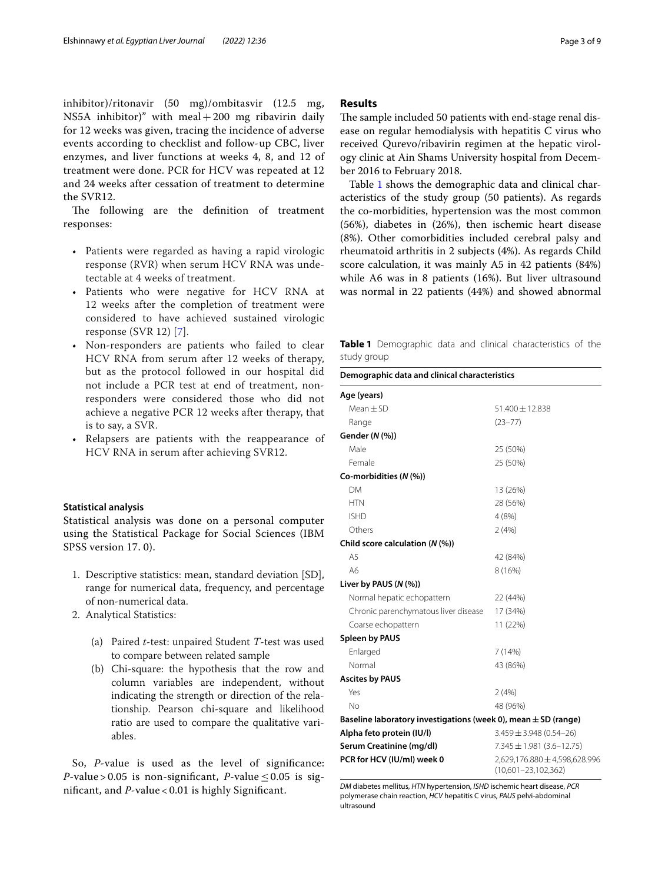inhibitor)/ritonavir (50 mg)/ombitasvir (12.5 mg, NS5A inhibitor)" with meal + 200 mg ribavirin daily for 12 weeks was given, tracing the incidence of adverse events according to checklist and follow-up CBC, liver enzymes, and liver functions at weeks 4, 8, and 12 of treatment were done. PCR for HCV was repeated at 12 and 24 weeks after cessation of treatment to determine the SVR12.

The following are the definition of treatment responses:

- Patients were regarded as having a rapid virologic response (RVR) when serum HCV RNA was undetectable at 4 weeks of treatment.
- Patients who were negative for HCV RNA at 12 weeks after the completion of treatment were considered to have achieved sustained virologic response (SVR 12) [7].
- Non-responders are patients who failed to clear HCV RNA from serum after 12 weeks of therapy, but as the protocol followed in our hospital did not include a PCR test at end of treatment, non-responders were considered those who did not achieve a negative PCR 12 weeks after therapy, that is to say, a SVR.
- Relapsers are patients with the reappearance of HCV RNA in serum after achieving SVR12.

### Statistical analysis

Statistical analysis was done on a personal computer using the Statistical Package for Social Sciences (IBM SPSS version 17. 0).

1. Descriptive statistics: mean, standard deviation [SD], range for numerical data, frequency, and percentage of non-numerical data.
2. Analytical Statistics:
   (a) Paired *t*-test: unpaired Student *T*-test was used to compare between related sample
   (b) Chi-square: the hypothesis that the row and column variables are independent, without indicating the strength or direction of the relationship. Pearson chi-square and likelihood ratio are used to compare the qualitative variables.

So, *P*-value is used as the level of significance: $P\text{-value} > 0.05$ is non-significant, $P\text{-value} \leq 0.05$ is significant, and $P\text{-value} < 0.01$ is highly Significant.

## Results

The sample included 50 patients with end-stage renal disease on regular hemodialysis with hepatitis C virus who received Qurevo/ribavirin regimen at the hepatic virology clinic at Ain Shams University hospital from December 2016 to February 2018.

Table 1 shows the demographic data and clinical characteristics of the study group (50 patients). As regards the co-morbidities, hypertension was the most common (56%), diabetes in (26%), then ischemic heart disease (8%). Other comorbidities included cerebral palsy and rheumatoid arthritis in 2 subjects (4%). As regards Child score calculation, it was mainly A5 in 42 patients (84%) while A6 was in 8 patients (16%). But liver ultrasound was normal in 22 patients (44%) and showed abnormal

**Table 1** Demographic data and clinical characteristics of the study group

| Demographic data and clinical characteristics | |
|---|---|
| **Age (years)** | |
| Mean ± SD | 51.400 ± 12.838 |
| Range | (23–77) |
| **Gender (*N* (%))** | |
| Male | 25 (50%) |
| Female | 25 (50%) |
| **Co-morbidities (*N* (%))** | |
| DM | 13 (26%) |
| HTN | 28 (56%) |
| ISHD | 4 (8%) |
| Others | 2 (4%) |
| **Child score calculation (*N* (%))** | |
| A5 | 42 (84%) |
| A6 | 8 (16%) |
| **Liver by PAUS (*N* (%))** | |
| Normal hepatic echopattern | 22 (44%) |
| Chronic parenchymatous liver disease | 17 (34%) |
| Coarse echopattern | 11 (22%) |
| **Spleen by PAUS** | |
| Enlarged | 7 (14%) |
| Normal | 43 (86%) |
| **Ascites by PAUS** | |
| Yes | 2 (4%) |
| No | 48 (96%) |
| **Baseline laboratory investigations (week 0), mean ± SD (range)** | |
| **Alpha feto protein (IU/l)** | 3.459 ± 3.948 (0.54–26) |
| **Serum Creatinine (mg/dl)** | 7.345 ± 1.981 (3.6–12.75) |
| **PCR for HCV (IU/ml) week 0** | 2,629,176.880 ± 4,598,628.996 (10,601–23,102,362) |

*DM* diabetes mellitus, *HTN* hypertension, *ISHD* ischemic heart disease, *PCR* polymerase chain reaction, *HCV* hepatitis C virus, *PAUS* pelvi-abdominal ultrasound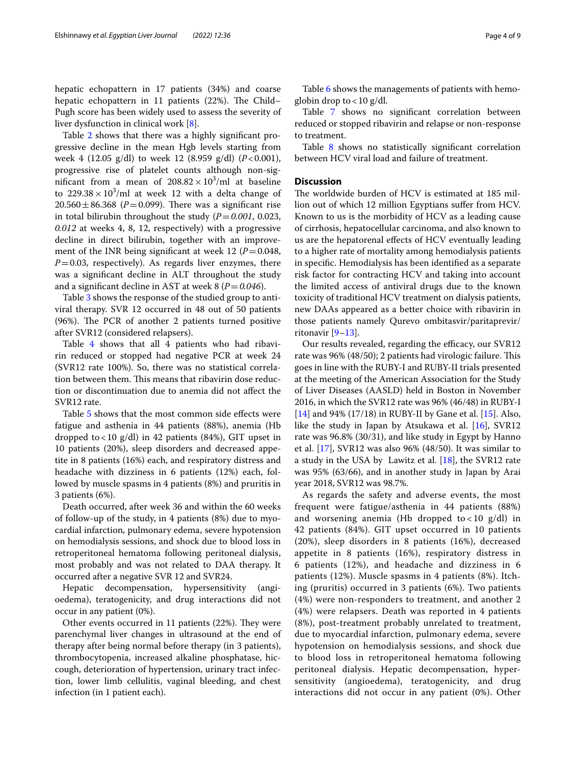hepatic echopattern in 17 patients (34%) and coarse hepatic echopattern in 11 patients (22%). The Child–Pugh score has been widely used to assess the severity of liver dysfunction in clinical work [8].

Table 2 shows that there was a highly significant progressive decline in the mean Hgb levels starting from week 4 (12.05 g/dl) to week 12 (8.959 g/dl) ($P < 0.001$), progressive rise of platelet counts although non-significant from a mean of $208.82 \times 10^3$/ml at baseline to $229.38 \times 10^3$/ml at week 12 with a delta change of $20.560 \pm 86.368$ ($P = 0.099$). There was a significant rise in total bilirubin throughout the study ($P = 0.001$, 0.023, *0.012* at weeks 4, 8, 12, respectively) with a progressive decline in direct bilirubin, together with an improvement of the INR being significant at week 12 ($P = 0.048$, $P = 0.03$, respectively). As regards liver enzymes, there was a significant decline in ALT throughout the study and a significant decline in AST at week 8 ($P = 0.046$).

Table 3 shows the response of the studied group to antiviral therapy. SVR 12 occurred in 48 out of 50 patients (96%). The PCR of another 2 patients turned positive after SVR12 (considered relapsers).

Table 4 shows that all 4 patients who had ribavirin reduced or stopped had negative PCR at week 24 (SVR12 rate 100%). So, there was no statistical correlation between them. This means that ribavirin dose reduction or discontinuation due to anemia did not affect the SVR12 rate.

Table 5 shows that the most common side effects were fatigue and asthenia in 44 patients (88%), anemia (Hb dropped to < 10 g/dl) in 42 patients (84%), GIT upset in 10 patients (20%), sleep disorders and decreased appetite in 8 patients (16%) each, and respiratory distress and headache with dizziness in 6 patients (12%) each, followed by muscle spasms in 4 patients (8%) and pruritis in 3 patients (6%).

Death occurred, after week 36 and within the 60 weeks of follow-up of the study, in 4 patients (8%) due to myocardial infarction, pulmonary edema, severe hypotension on hemodialysis sessions, and shock due to blood loss in retroperitoneal hematoma following peritoneal dialysis, most probably and was not related to DAA therapy. It occurred after a negative SVR 12 and SVR24.

Hepatic decompensation, hypersensitivity (angioedema), teratogenicity, and drug interactions did not occur in any patient (0%).

Other events occurred in 11 patients (22%). They were parenchymal liver changes in ultrasound at the end of therapy after being normal before therapy (in 3 patients), thrombocytopenia, increased alkaline phosphatase, hiccough, deterioration of hypertension, urinary tract infection, lower limb cellulitis, vaginal bleeding, and chest infection (in 1 patient each).

Table 6 shows the managements of patients with hemoglobin drop to < 10 g/dl.

Table 7 shows no significant correlation between reduced or stopped ribavirin and relapse or non-response to treatment.

Table 8 shows no statistically significant correlation between HCV viral load and failure of treatment.

## Discussion

The worldwide burden of HCV is estimated at 185 million out of which 12 million Egyptians suffer from HCV. Known to us is the morbidity of HCV as a leading cause of cirrhosis, hepatocellular carcinoma, and also known to us are the hepatorenal effects of HCV eventually leading to a higher rate of mortality among hemodialysis patients in specific. Hemodialysis has been identified as a separate risk factor for contracting HCV and taking into account the limited access of antiviral drugs due to the known toxicity of traditional HCV treatment on dialysis patients, new DAAs appeared as a better choice with ribavirin in those patients namely Qurevo ombitasvir/paritaprevir/ritonavir [9–13].

Our results revealed, regarding the efficacy, our SVR12 rate was 96% (48/50); 2 patients had virologic failure. This goes in line with the RUBY-I and RUBY-II trials presented at the meeting of the American Association for the Study of Liver Diseases (AASLD) held in Boston in November 2016, in which the SVR12 rate was 96% (46/48) in RUBY-I [14] and 94% (17/18) in RUBY-II by Gane et al. [15]. Also, like the study in Japan by Atsukawa et al. [16], SVR12 rate was 96.8% (30/31), and like study in Egypt by Hanno et al. [17], SVR12 was also 96% (48/50). It was similar to a study in the USA by Lawitz et al. [18], the SVR12 rate was 95% (63/66), and in another study in Japan by Arai year 2018, SVR12 was 98.7%.

As regards the safety and adverse events, the most frequent were fatigue/asthenia in 44 patients (88%) and worsening anemia (Hb dropped to < 10 g/dl) in 42 patients (84%). GIT upset occurred in 10 patients (20%), sleep disorders in 8 patients (16%), decreased appetite in 8 patients (16%), respiratory distress in 6 patients (12%), and headache and dizziness in 6 patients (12%). Muscle spasms in 4 patients (8%). Itching (pruritis) occurred in 3 patients (6%). Two patients (4%) were non-responders to treatment, and another 2 (4%) were relapsers. Death was reported in 4 patients (8%), post-treatment probably unrelated to treatment, due to myocardial infarction, pulmonary edema, severe hypotension on hemodialysis sessions, and shock due to blood loss in retroperitoneal hematoma following peritoneal dialysis. Hepatic decompensation, hypersensitivity (angioedema), teratogenicity, and drug interactions did not occur in any patient (0%). Other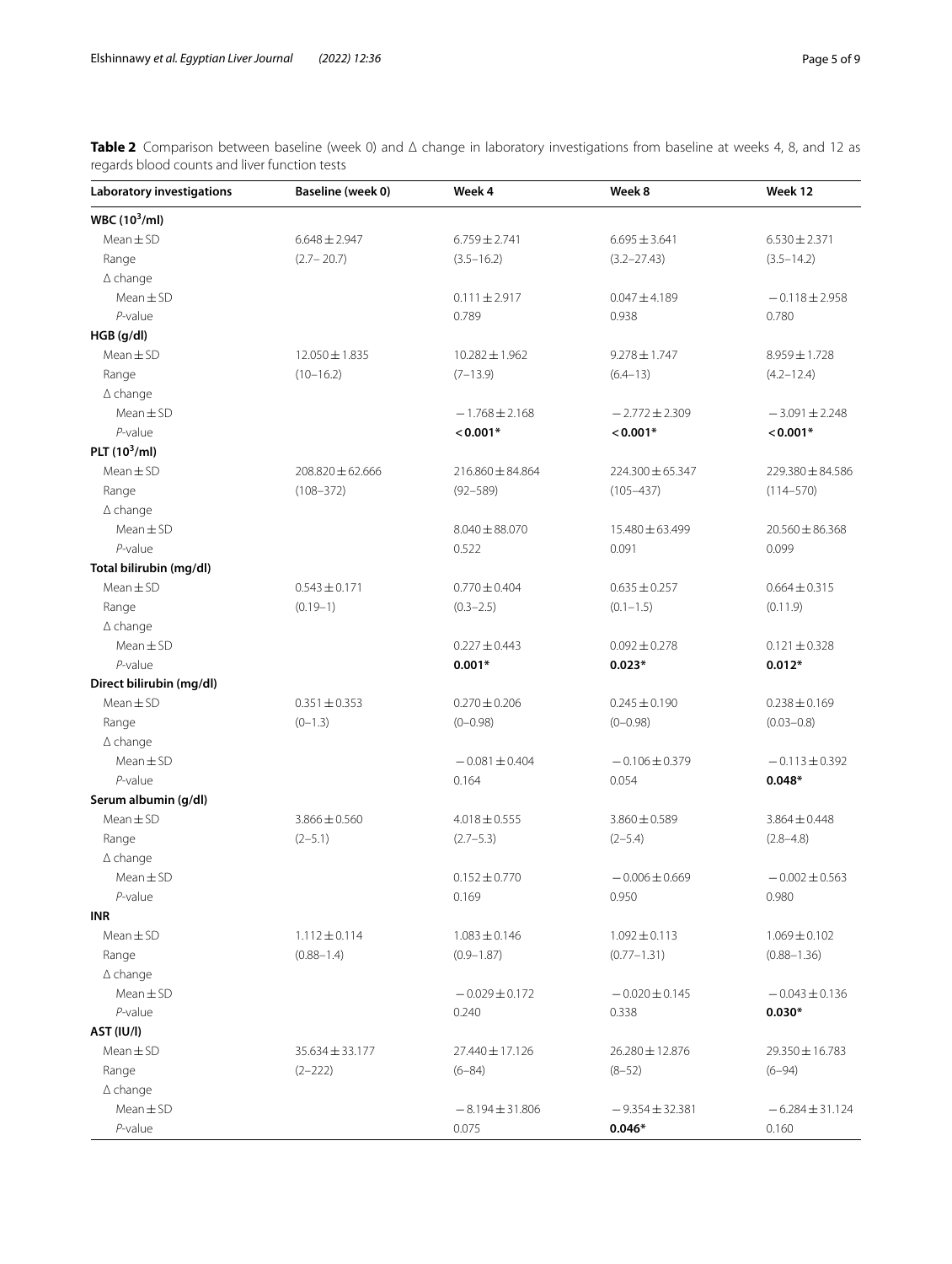**Table 2** Comparison between baseline (week 0) and Δ change in laboratory investigations from baseline at weeks 4, 8, and 12 as regards blood counts and liver function tests

| Laboratory investigations | Baseline (week 0) | Week 4 | Week 8 | Week 12 |
|---|---|---|---|---|
| **WBC ($10^3$/ml)** | | | | |
| Mean ± SD | 6.648 ± 2.947 | 6.759 ± 2.741 | 6.695 ± 3.641 | 6.530 ± 2.371 |
| Range | (2.7– 20.7) | (3.5–16.2) | (3.2–27.43) | (3.5–14.2) |
| Δ change | | | | |
| Mean ± SD | | 0.111 ± 2.917 | 0.047 ± 4.189 | −0.118 ± 2.958 |
| *P*-value | | 0.789 | 0.938 | 0.780 |
| **HGB (g/dl)** | | | | |
| Mean ± SD | 12.050 ± 1.835 | 10.282 ± 1.962 | 9.278 ± 1.747 | 8.959 ± 1.728 |
| Range | (10–16.2) | (7–13.9) | (6.4–13) | (4.2–12.4) |
| Δ change | | | | |
| Mean ± SD | | −1.768 ± 2.168 | −2.772 ± 2.309 | −3.091 ± 2.248 |
| *P*-value | | **<0.001*** | **<0.001*** | **<0.001*** |
| **PLT ($10^3$/ml)** | | | | |
| Mean ± SD | 208.820 ± 62.666 | 216.860 ± 84.864 | 224.300 ± 65.347 | 229.380 ± 84.586 |
| Range | (108–372) | (92–589) | (105–437) | (114–570) |
| Δ change | | | | |
| Mean ± SD | | 8.040 ± 88.070 | 15.480 ± 63.499 | 20.560 ± 86.368 |
| *P*-value | | 0.522 | 0.091 | 0.099 |
| **Total bilirubin (mg/dl)** | | | | |
| Mean ± SD | 0.543 ± 0.171 | 0.770 ± 0.404 | 0.635 ± 0.257 | 0.664 ± 0.315 |
| Range | (0.19–1) | (0.3–2.5) | (0.1–1.5) | (0.11.9) |
| Δ change | | | | |
| Mean ± SD | | 0.227 ± 0.443 | 0.092 ± 0.278 | 0.121 ± 0.328 |
| *P*-value | | **0.001*** | **0.023*** | **0.012*** |
| **Direct bilirubin (mg/dl)** | | | | |
| Mean ± SD | 0.351 ± 0.353 | 0.270 ± 0.206 | 0.245 ± 0.190 | 0.238 ± 0.169 |
| Range | (0–1.3) | (0–0.98) | (0–0.98) | (0.03–0.8) |
| Δ change | | | | |
| Mean ± SD | | −0.081 ± 0.404 | −0.106 ± 0.379 | −0.113 ± 0.392 |
| *P*-value | | 0.164 | 0.054 | **0.048*** |
| **Serum albumin (g/dl)** | | | | |
| Mean ± SD | 3.866 ± 0.560 | 4.018 ± 0.555 | 3.860 ± 0.589 | 3.864 ± 0.448 |
| Range | (2–5.1) | (2.7–5.3) | (2–5.4) | (2.8–4.8) |
| Δ change | | | | |
| Mean ± SD | | 0.152 ± 0.770 | −0.006 ± 0.669 | −0.002 ± 0.563 |
| *P*-value | | 0.169 | 0.950 | 0.980 |
| **INR** | | | | |
| Mean ± SD | 1.112 ± 0.114 | 1.083 ± 0.146 | 1.092 ± 0.113 | 1.069 ± 0.102 |
| Range | (0.88–1.4) | (0.9–1.87) | (0.77–1.31) | (0.88–1.36) |
| Δ change | | | | |
| Mean ± SD | | −0.029 ± 0.172 | −0.020 ± 0.145 | −0.043 ± 0.136 |
| *P*-value | | 0.240 | 0.338 | **0.030*** |
| **AST (IU/l)** | | | | |
| Mean ± SD | 35.634 ± 33.177 | 27.440 ± 17.126 | 26.280 ± 12.876 | 29.350 ± 16.783 |
| Range | (2–222) | (6–84) | (8–52) | (6–94) |
| Δ change | | | | |
| Mean ± SD | | −8.194 ± 31.806 | −9.354 ± 32.381 | −6.284 ± 31.124 |
| *P*-value | | 0.075 | **0.046*** | 0.160 |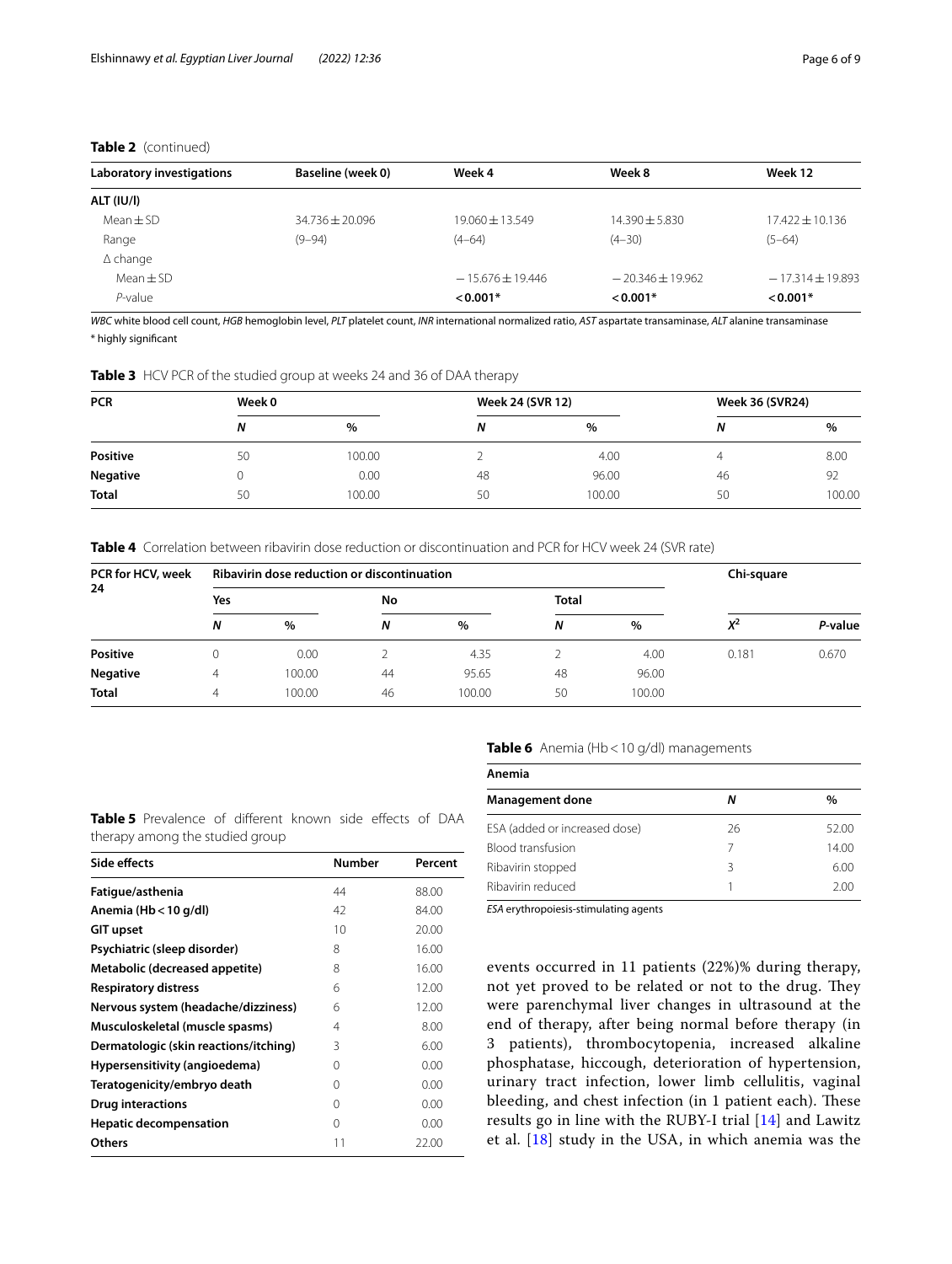**Table 2** (continued)

| Laboratory investigations | Baseline (week 0) | Week 4 | Week 8 | Week 12 |
|---|---|---|---|---|
| **ALT (IU/l)** | | | | |
| Mean ± SD | 34.736 ± 20.096 | 19.060 ± 13.549 | 14.390 ± 5.830 | 17.422 ± 10.136 |
| Range | (9–94) | (4–64) | (4–30) | (5–64) |
| Δ change | | | | |
| Mean ± SD | | −15.676 ± 19.446 | −20.346 ± 19.962 | −17.314 ± 19.893 |
| *P*-value | | **<0.001*** | **<0.001*** | **<0.001*** |

*WBC* white blood cell count, *HGB* hemoglobin level, *PLT* platelet count, *INR* international normalized ratio, *AST* aspartate transaminase, *ALT* alanine transaminase

* highly significant

**Table 3** HCV PCR of the studied group at weeks 24 and 36 of DAA therapy

| PCR | Week 0 | | Week 24 (SVR 12) | | Week 36 (SVR24) | |
|---|---|---|---|---|---|---|
| | *N* | % | *N* | % | *N* | % |
| **Positive** | 50 | 100.00 | 2 | 4.00 | 4 | 8.00 |
| **Negative** | 0 | 0.00 | 48 | 96.00 | 46 | 92 |
| **Total** | 50 | 100.00 | 50 | 100.00 | 50 | 100.00 |

**Table 4** Correlation between ribavirin dose reduction or discontinuation and PCR for HCV week 24 (SVR rate)

| PCR for HCV, week 24 | Ribavirin dose reduction or discontinuation | | | | | | Chi-square | |
|---|---|---|---|---|---|---|---|---|
| | Yes | | No | | Total | | | |
| | *N* | % | *N* | % | *N* | % | $X^2$ | *P*-value |
| **Positive** | 0 | 0.00 | 2 | 4.35 | 2 | 4.00 | 0.181 | 0.670 |
| **Negative** | 4 | 100.00 | 44 | 95.65 | 48 | 96.00 | | |
| **Total** | 4 | 100.00 | 46 | 100.00 | 50 | 100.00 | | |

**Table 5** Prevalence of different known side effects of DAA therapy among the studied group

| Side effects | Number | Percent |
|---|---|---|
| **Fatigue/asthenia** | 44 | 88.00 |
| **Anemia (Hb < 10 g/dl)** | 42 | 84.00 |
| **GIT upset** | 10 | 20.00 |
| **Psychiatric (sleep disorder)** | 8 | 16.00 |
| **Metabolic (decreased appetite)** | 8 | 16.00 |
| **Respiratory distress** | 6 | 12.00 |
| **Nervous system (headache/dizziness)** | 6 | 12.00 |
| **Musculoskeletal (muscle spasms)** | 4 | 8.00 |
| **Dermatologic (skin reactions/itching)** | 3 | 6.00 |
| **Hypersensitivity (angioedema)** | 0 | 0.00 |
| **Teratogenicity/embryo death** | 0 | 0.00 |
| **Drug interactions** | 0 | 0.00 |
| **Hepatic decompensation** | 0 | 0.00 |
| **Others** | 11 | 22.00 |

**Table 6** Anemia (Hb < 10 g/dl) managements

| Anemia | | |
|---|---|---|
| **Management done** | ***N*** | **%** |
| ESA (added or increased dose) | 26 | 52.00 |
| Blood transfusion | 7 | 14.00 |
| Ribavirin stopped | 3 | 6.00 |
| Ribavirin reduced | 1 | 2.00 |

*ESA* erythropoiesis-stimulating agents

events occurred in 11 patients (22%)% during therapy, not yet proved to be related or not to the drug. They were parenchymal liver changes in ultrasound at the end of therapy, after being normal before therapy (in 3 patients), thrombocytopenia, increased alkaline phosphatase, hiccough, deterioration of hypertension, urinary tract infection, lower limb cellulitis, vaginal bleeding, and chest infection (in 1 patient each). These results go in line with the RUBY-I trial [14] and Lawitz et al. [18] study in the USA, in which anemia was the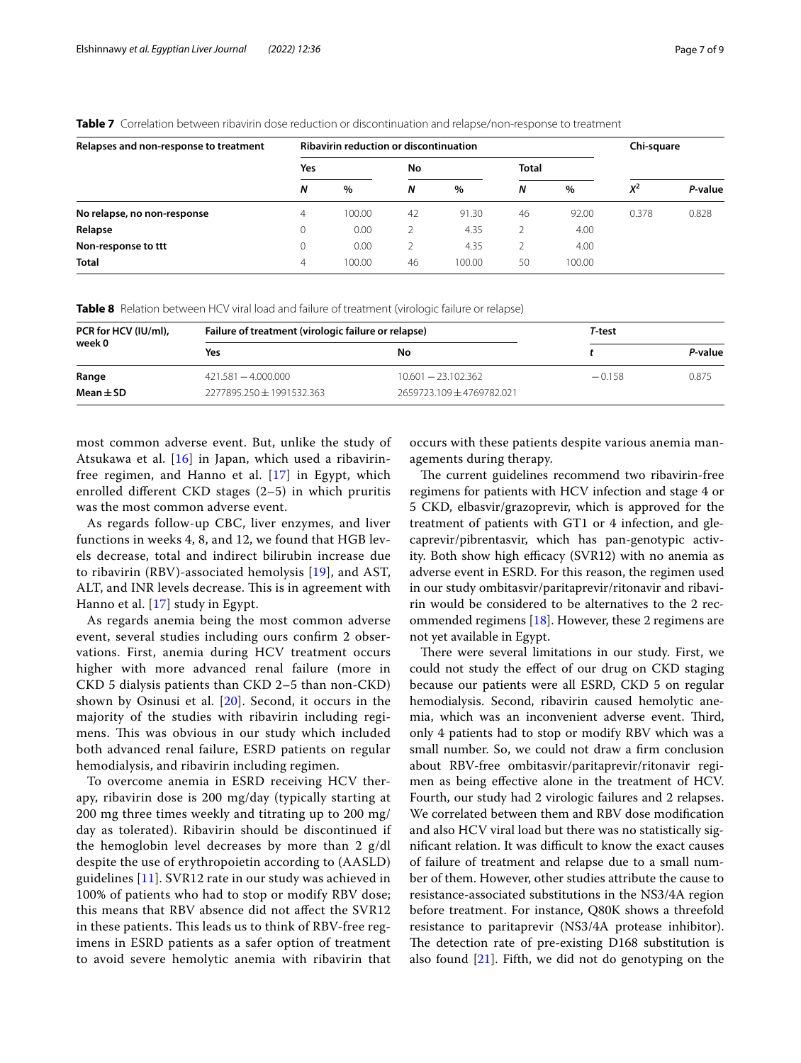**Table 7** Correlation between ribavirin dose reduction or discontinuation and relapse/non-response to treatment

| Relapses and non-response to treatment | Ribavirin reduction or discontinuation | | | | | | Chi-square | |
|---|---|---|---|---|---|---|---|---|
| | Yes | | No | | Total | | | |
| | *N* | % | *N* | % | *N* | % | $X^2$ | *P*-value |
| **No relapse, no non-response** | 4 | 100.00 | 42 | 91.30 | 46 | 92.00 | 0.378 | 0.828 |
| **Relapse** | 0 | 0.00 | 2 | 4.35 | 2 | 4.00 | | |
| **Non-response to ttt** | 0 | 0.00 | 2 | 4.35 | 2 | 4.00 | | |
| **Total** | 4 | 100.00 | 46 | 100.00 | 50 | 100.00 | | |

**Table 8** Relation between HCV viral load and failure of treatment (virologic failure or relapse)

| PCR for HCV (IU/ml), week 0 | Failure of treatment (virologic failure or relapse) | | *T*-test | |
|---|---|---|---|---|
| | Yes | No | *t* | *P*-value |
| **Range** | 421.581 − 4.000.000 | 10.601 − 23.102.362 | −0.158 | 0.875 |
| **Mean ± SD** | 2277895.250 ± 1991532.363 | 2659723.109 ± 4769782.021 | | |

most common adverse event. But, unlike the study of Atsukawa et al. [16] in Japan, which used a ribavirin-free regimen, and Hanno et al. [17] in Egypt, which enrolled different CKD stages (2–5) in which pruritis was the most common adverse event.

As regards follow-up CBC, liver enzymes, and liver functions in weeks 4, 8, and 12, we found that HGB levels decrease, total and indirect bilirubin increase due to ribavirin (RBV)-associated hemolysis [19], and AST, ALT, and INR levels decrease. This is in agreement with Hanno et al. [17] study in Egypt.

As regards anemia being the most common adverse event, several studies including ours confirm 2 observations. First, anemia during HCV treatment occurs higher with more advanced renal failure (more in CKD 5 dialysis patients than CKD 2–5 than non-CKD) shown by Osinusi et al. [20]. Second, it occurs in the majority of the studies with ribavirin including regimens. This was obvious in our study which included both advanced renal failure, ESRD patients on regular hemodialysis, and ribavirin including regimen.

To overcome anemia in ESRD receiving HCV therapy, ribavirin dose is 200 mg/day (typically starting at 200 mg three times weekly and titrating up to 200 mg/day as tolerated). Ribavirin should be discontinued if the hemoglobin level decreases by more than 2 g/dl despite the use of erythropoietin according to (AASLD) guidelines [11]. SVR12 rate in our study was achieved in 100% of patients who had to stop or modify RBV dose; this means that RBV absence did not affect the SVR12 in these patients. This leads us to think of RBV-free regimens in ESRD patients as a safer option of treatment to avoid severe hemolytic anemia with ribavirin that occurs with these patients despite various anemia managements during therapy.

The current guidelines recommend two ribavirin-free regimens for patients with HCV infection and stage 4 or 5 CKD, elbasvir/grazoprevir, which is approved for the treatment of patients with GT1 or 4 infection, and glecaprevir/pibrentasvir, which has pan-genotypic activity. Both show high efficacy (SVR12) with no anemia as adverse event in ESRD. For this reason, the regimen used in our study ombitasvir/paritaprevir/ritonavir and ribavirin would be considered to be alternatives to the 2 recommended regimens [18]. However, these 2 regimens are not yet available in Egypt.

There were several limitations in our study. First, we could not study the effect of our drug on CKD staging because our patients were all ESRD, CKD 5 on regular hemodialysis. Second, ribavirin caused hemolytic anemia, which was an inconvenient adverse event. Third, only 4 patients had to stop or modify RBV which was a small number. So, we could not draw a firm conclusion about RBV-free ombitasvir/paritaprevir/ritonavir regimen as being effective alone in the treatment of HCV. Fourth, our study had 2 virologic failures and 2 relapses. We correlated between them and RBV dose modification and also HCV viral load but there was no statistically significant relation. It was difficult to know the exact causes of failure of treatment and relapse due to a small number of them. However, other studies attribute the cause to resistance-associated substitutions in the NS3/4A region before treatment. For instance, Q80K shows a threefold resistance to paritaprevir (NS3/4A protease inhibitor). The detection rate of pre-existing D168 substitution is also found [21]. Fifth, we did not do genotyping on the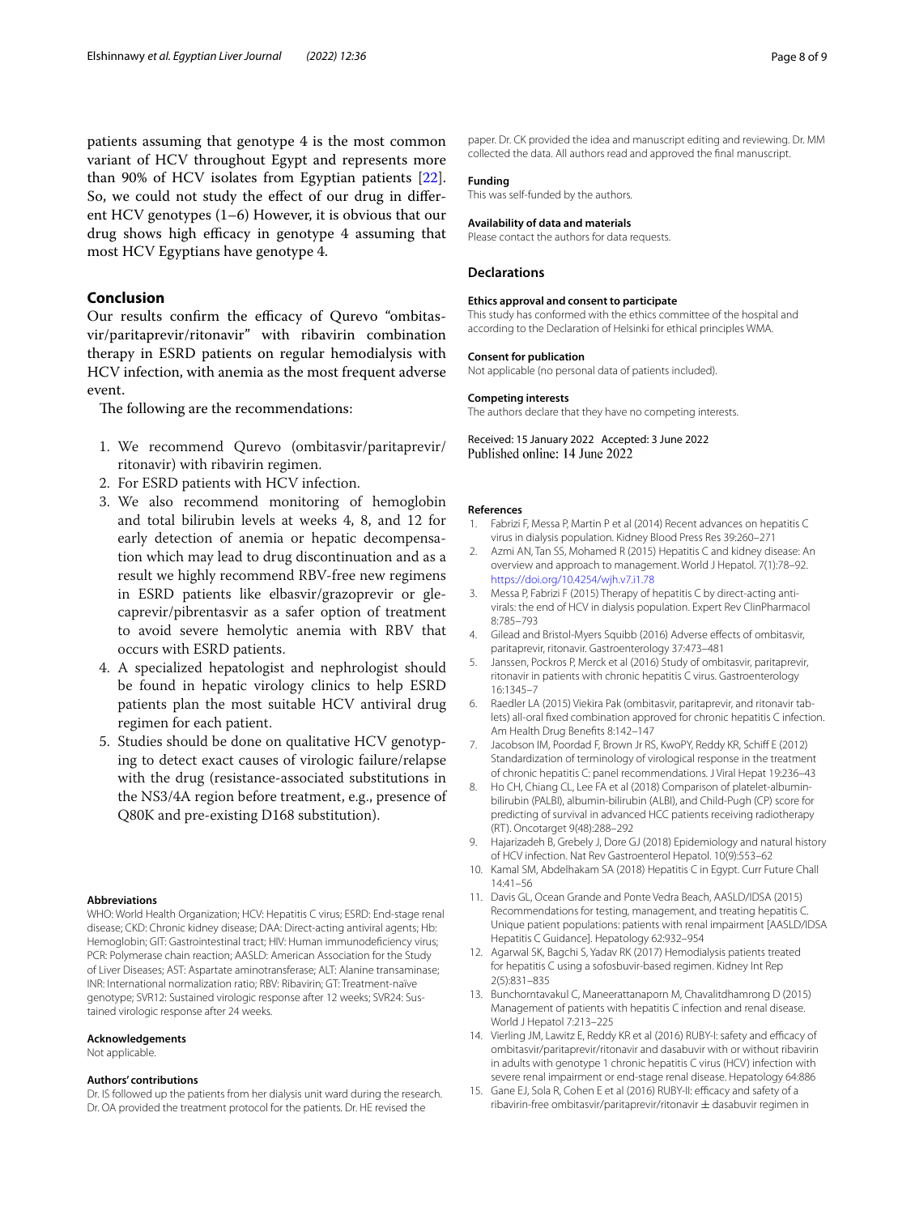patients assuming that genotype 4 is the most common variant of HCV throughout Egypt and represents more than 90% of HCV isolates from Egyptian patients [22]. So, we could not study the effect of our drug in different HCV genotypes (1–6) However, it is obvious that our drug shows high efficacy in genotype 4 assuming that most HCV Egyptians have genotype 4.

## Conclusion

Our results confirm the efficacy of Qurevo "ombitasvir/paritaprevir/ritonavir" with ribavirin combination therapy in ESRD patients on regular hemodialysis with HCV infection, with anemia as the most frequent adverse event.

The following are the recommendations:

1. We recommend Qurevo (ombitasvir/paritaprevir/ritonavir) with ribavirin regimen.
2. For ESRD patients with HCV infection.
3. We also recommend monitoring of hemoglobin and total bilirubin levels at weeks 4, 8, and 12 for early detection of anemia or hepatic decompensation which may lead to drug discontinuation and as a result we highly recommend RBV-free new regimens in ESRD patients like elbasvir/grazoprevir or glecaprevir/pibrentasvir as a safer option of treatment to avoid severe hemolytic anemia with RBV that occurs with ESRD patients.
4. A specialized hepatologist and nephrologist should be found in hepatic virology clinics to help ESRD patients plan the most suitable HCV antiviral drug regimen for each patient.
5. Studies should be done on qualitative HCV genotyping to detect exact causes of virologic failure/relapse with the drug (resistance-associated substitutions in the NS3/4A region before treatment, e.g., presence of Q80K and pre-existing D168 substitution).

#### Abbreviations

WHO: World Health Organization; HCV: Hepatitis C virus; ESRD: End-stage renal disease; CKD: Chronic kidney disease; DAA: Direct-acting antiviral agents; Hb: Hemoglobin; GIT: Gastrointestinal tract; HIV: Human immunodeficiency virus; PCR: Polymerase chain reaction; AASLD: American Association for the Study of Liver Diseases; AST: Aspartate aminotransferase; ALT: Alanine transaminase; INR: International normalization ratio; RBV: Ribavirin; GT: Treatment-naïve genotype; SVR12: Sustained virologic response after 12 weeks; SVR24: Sustained virologic response after 24 weeks.

#### Acknowledgements

Not applicable.

#### Authors' contributions

Dr. IS followed up the patients from her dialysis unit ward during the research. Dr. OA provided the treatment protocol for the patients. Dr. HE revised the paper. Dr. CK provided the idea and manuscript editing and reviewing. Dr. MM collected the data. All authors read and approved the final manuscript.

#### Funding

This was self-funded by the authors.

#### Availability of data and materials

Please contact the authors for data requests.

## Declarations

#### Ethics approval and consent to participate

This study has conformed with the ethics committee of the hospital and according to the Declaration of Helsinki for ethical principles WMA.

#### Consent for publication

Not applicable (no personal data of patients included).

#### Competing interests

The authors declare that they have no competing interests.

Received: 15 January 2022 Accepted: 3 June 2022
Published online: 14 June 2022

#### References

1. Fabrizi F, Messa P, Martin P et al (2014) Recent advances on hepatitis C virus in dialysis population. Kidney Blood Press Res 39:260–271
2. Azmi AN, Tan SS, Mohamed R (2015) Hepatitis C and kidney disease: An overview and approach to management. World J Hepatol. 7(1):78–92. https://doi.org/10.4254/wjh.v7.i1.78
3. Messa P, Fabrizi F (2015) Therapy of hepatitis C by direct-acting antivirals: the end of HCV in dialysis population. Expert Rev ClinPharmacol 8:785–793
4. Gilead and Bristol-Myers Squibb (2016) Adverse effects of ombitasvir, paritaprevir, ritonavir. Gastroenterology 37:473–481
5. Janssen, Pockros P, Merck et al (2016) Study of ombitasvir, paritaprevir, ritonavir in patients with chronic hepatitis C virus. Gastroenterology 16:1345–7
6. Raedler LA (2015) Viekira Pak (ombitasvir, paritaprevir, and ritonavir tablets) all-oral fixed combination approved for chronic hepatitis C infection. Am Health Drug Benefits 8:142–147
7. Jacobson IM, Poordad F, Brown Jr RS, KwoPY, Reddy KR, Schiff E (2012) Standardization of terminology of virological response in the treatment of chronic hepatitis C: panel recommendations. J Viral Hepat 19:236–43
8. Ho CH, Chiang CL, Lee FA et al (2018) Comparison of platelet-albumin-bilirubin (PALBI), albumin-bilirubin (ALBI), and Child-Pugh (CP) score for predicting of survival in advanced HCC patients receiving radiotherapy (RT). Oncotarget 9(48):288–292
9. Hajarizadeh B, Grebely J, Dore GJ (2018) Epidemiology and natural history of HCV infection. Nat Rev Gastroenterol Hepatol. 10(9):553–62
10. Kamal SM, Abdelhakam SA (2018) Hepatitis C in Egypt. Curr Future Chall 14:41–56
11. Davis GL, Ocean Grande and Ponte Vedra Beach, AASLD/IDSA (2015) Recommendations for testing, management, and treating hepatitis C. Unique patient populations: patients with renal impairment [AASLD/IDSA Hepatitis C Guidance]. Hepatology 62:932–954
12. Agarwal SK, Bagchi S, Yadav RK (2017) Hemodialysis patients treated for hepatitis C using a sofosbuvir-based regimen. Kidney Int Rep 2(5):831–835
13. Bunchorntavakul C, Maneerattanaporn M, Chavalitdhamrong D (2015) Management of patients with hepatitis C infection and renal disease. World J Hepatol 7:213–225
14. Vierling JM, Lawitz E, Reddy KR et al (2016) RUBY-I: safety and efficacy of ombitasvir/paritaprevir/ritonavir and dasabuvir with or without ribavirin in adults with genotype 1 chronic hepatitis C virus (HCV) infection with severe renal impairment or end-stage renal disease. Hepatology 64:886
15. Gane EJ, Sola R, Cohen E et al (2016) RUBY-II: efficacy and safety of a ribavirin-free ombitasvir/paritaprevir/ritonavir ± dasabuvir regimen in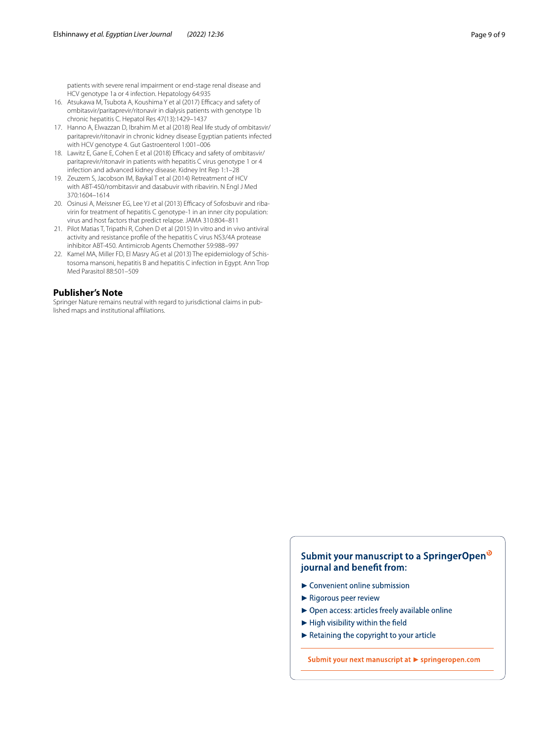patients with severe renal impairment or end-stage renal disease and HCV genotype 1a or 4 infection. Hepatology 64:935

16. Atsukawa M, Tsubota A, Koushima Y et al (2017) Efficacy and safety of ombitasvir/paritaprevir/ritonavir in dialysis patients with genotype 1b chronic hepatitis C. Hepatol Res 47(13):1429–1437
17. Hanno A, Elwazzan D, Ibrahim M et al (2018) Real life study of ombitasvir/paritaprevir/ritonavir in chronic kidney disease Egyptian patients infected with HCV genotype 4. Gut Gastroenterol 1:001–006
18. Lawitz E, Gane E, Cohen E et al (2018) Efficacy and safety of ombitasvir/paritaprevir/ritonavir in patients with hepatitis C virus genotype 1 or 4 infection and advanced kidney disease. Kidney Int Rep 1:1–28
19. Zeuzem S, Jacobson IM, Baykal T et al (2014) Retreatment of HCV with ABT-450/rombitasvir and dasabuvir with ribavirin. N Engl J Med 370:1604–1614
20. Osinusi A, Meissner EG, Lee YJ et al (2013) Efficacy of Sofosbuvir and ribavirin for treatment of hepatitis C genotype-1 in an inner city population: virus and host factors that predict relapse. JAMA 310:804–811
21. Pilot Matias T, Tripathi R, Cohen D et al (2015) In vitro and in vivo antiviral activity and resistance profile of the hepatitis C virus NS3/4A protease inhibitor ABT-450. Antimicrob Agents Chemother 59:988–997
22. Kamel MA, Miller FD, El Masry AG et al (2013) The epidemiology of Schistosoma mansoni, hepatitis B and hepatitis C infection in Egypt. Ann Trop Med Parasitol 88:501–509

## Publisher's Note

Springer Nature remains neutral with regard to jurisdictional claims in published maps and institutional affiliations.

**Submit your manuscript to a SpringerOpen journal and benefit from:**

- ► Convenient online submission
- ► Rigorous peer review
- ► Open access: articles freely available online
- ► High visibility within the field
- ► Retaining the copyright to your article

**Submit your next manuscript at ► springeropen.com**